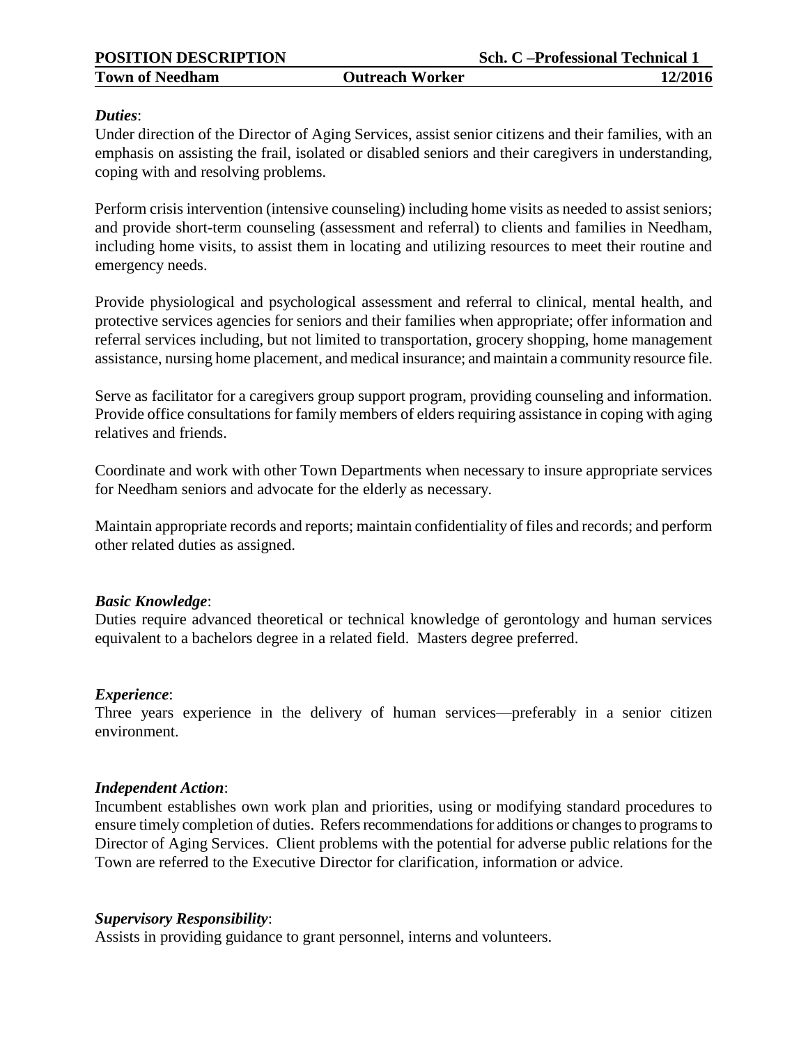| POSITION DESCRIPTION | | Sch. C –Professional Technical 1 |
|---|---|---|
| Town of Needham | Outreach Worker | 12/2016 |

***Duties***:

Under direction of the Director of Aging Services, assist senior citizens and their families, with an emphasis on assisting the frail, isolated or disabled seniors and their caregivers in understanding, coping with and resolving problems.

Perform crisis intervention (intensive counseling) including home visits as needed to assist seniors; and provide short-term counseling (assessment and referral) to clients and families in Needham, including home visits, to assist them in locating and utilizing resources to meet their routine and emergency needs.

Provide physiological and psychological assessment and referral to clinical, mental health, and protective services agencies for seniors and their families when appropriate; offer information and referral services including, but not limited to transportation, grocery shopping, home management assistance, nursing home placement, and medical insurance; and maintain a community resource file.

Serve as facilitator for a caregivers group support program, providing counseling and information. Provide office consultations for family members of elders requiring assistance in coping with aging relatives and friends.

Coordinate and work with other Town Departments when necessary to insure appropriate services for Needham seniors and advocate for the elderly as necessary.

Maintain appropriate records and reports; maintain confidentiality of files and records; and perform other related duties as assigned.

***Basic Knowledge***:

Duties require advanced theoretical or technical knowledge of gerontology and human services equivalent to a bachelors degree in a related field. Masters degree preferred.

***Experience***:

Three years experience in the delivery of human services—preferably in a senior citizen environment.

***Independent Action***:

Incumbent establishes own work plan and priorities, using or modifying standard procedures to ensure timely completion of duties. Refers recommendations for additions or changes to programs to Director of Aging Services. Client problems with the potential for adverse public relations for the Town are referred to the Executive Director for clarification, information or advice.

***Supervisory Responsibility***:

Assists in providing guidance to grant personnel, interns and volunteers.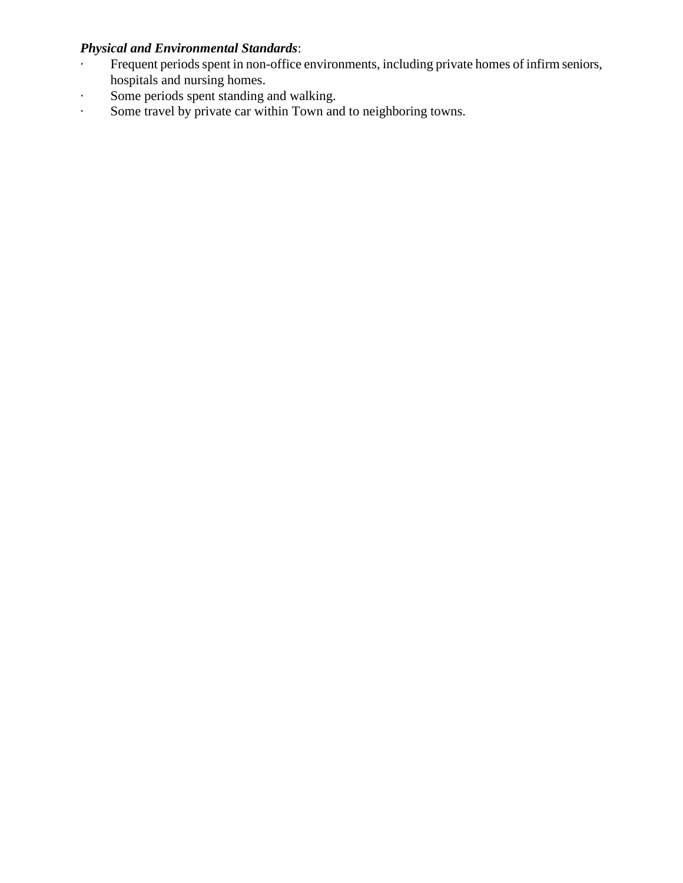***Physical and Environmental Standards***:

- Frequent periods spent in non-office environments, including private homes of infirm seniors, hospitals and nursing homes.
- Some periods spent standing and walking.
- Some travel by private car within Town and to neighboring towns.